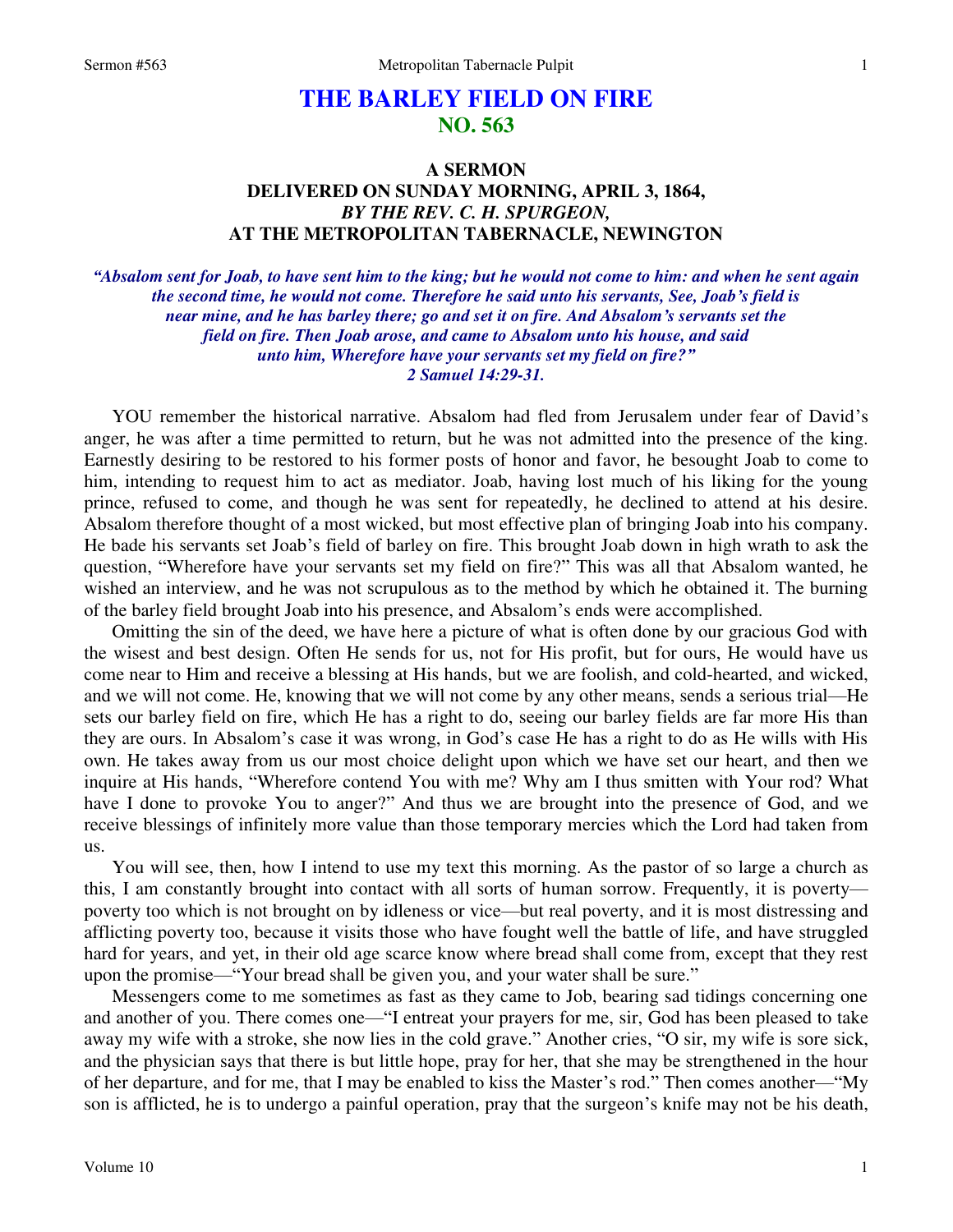# THE BARLEY FIELD ON FIRE
## NO. 563

### A SERMON
### DELIVERED ON SUNDAY MORNING, APRIL 3, 1864,
### *BY THE REV. C. H. SPURGEON,*
### AT THE METROPOLITAN TABERNACLE, NEWINGTON

***"Absalom sent for Joab, to have sent him to the king; but he would not come to him: and when he sent again the second time, he would not come. Therefore he said unto his servants, See, Joab's field is near mine, and he has barley there; go and set it on fire. And Absalom's servants set the field on fire. Then Joab arose, and came to Absalom unto his house, and said unto him, Wherefore have your servants set my field on fire?"***
***2 Samuel 14:29-31.***

YOU remember the historical narrative. Absalom had fled from Jerusalem under fear of David's anger, he was after a time permitted to return, but he was not admitted into the presence of the king. Earnestly desiring to be restored to his former posts of honor and favor, he besought Joab to come to him, intending to request him to act as mediator. Joab, having lost much of his liking for the young prince, refused to come, and though he was sent for repeatedly, he declined to attend at his desire. Absalom therefore thought of a most wicked, but most effective plan of bringing Joab into his company. He bade his servants set Joab's field of barley on fire. This brought Joab down in high wrath to ask the question, "Wherefore have your servants set my field on fire?" This was all that Absalom wanted, he wished an interview, and he was not scrupulous as to the method by which he obtained it. The burning of the barley field brought Joab into his presence, and Absalom's ends were accomplished.

Omitting the sin of the deed, we have here a picture of what is often done by our gracious God with the wisest and best design. Often He sends for us, not for His profit, but for ours, He would have us come near to Him and receive a blessing at His hands, but we are foolish, and cold-hearted, and wicked, and we will not come. He, knowing that we will not come by any other means, sends a serious trial—He sets our barley field on fire, which He has a right to do, seeing our barley fields are far more His than they are ours. In Absalom's case it was wrong, in God's case He has a right to do as He wills with His own. He takes away from us our most choice delight upon which we have set our heart, and then we inquire at His hands, "Wherefore contend You with me? Why am I thus smitten with Your rod? What have I done to provoke You to anger?" And thus we are brought into the presence of God, and we receive blessings of infinitely more value than those temporary mercies which the Lord had taken from us.

You will see, then, how I intend to use my text this morning. As the pastor of so large a church as this, I am constantly brought into contact with all sorts of human sorrow. Frequently, it is poverty—poverty too which is not brought on by idleness or vice—but real poverty, and it is most distressing and afflicting poverty too, because it visits those who have fought well the battle of life, and have struggled hard for years, and yet, in their old age scarce know where bread shall come from, except that they rest upon the promise—"Your bread shall be given you, and your water shall be sure."

Messengers come to me sometimes as fast as they came to Job, bearing sad tidings concerning one and another of you. There comes one—"I entreat your prayers for me, sir, God has been pleased to take away my wife with a stroke, she now lies in the cold grave." Another cries, "O sir, my wife is sore sick, and the physician says that there is but little hope, pray for her, that she may be strengthened in the hour of her departure, and for me, that I may be enabled to kiss the Master's rod." Then comes another—"My son is afflicted, he is to undergo a painful operation, pray that the surgeon's knife may not be his death,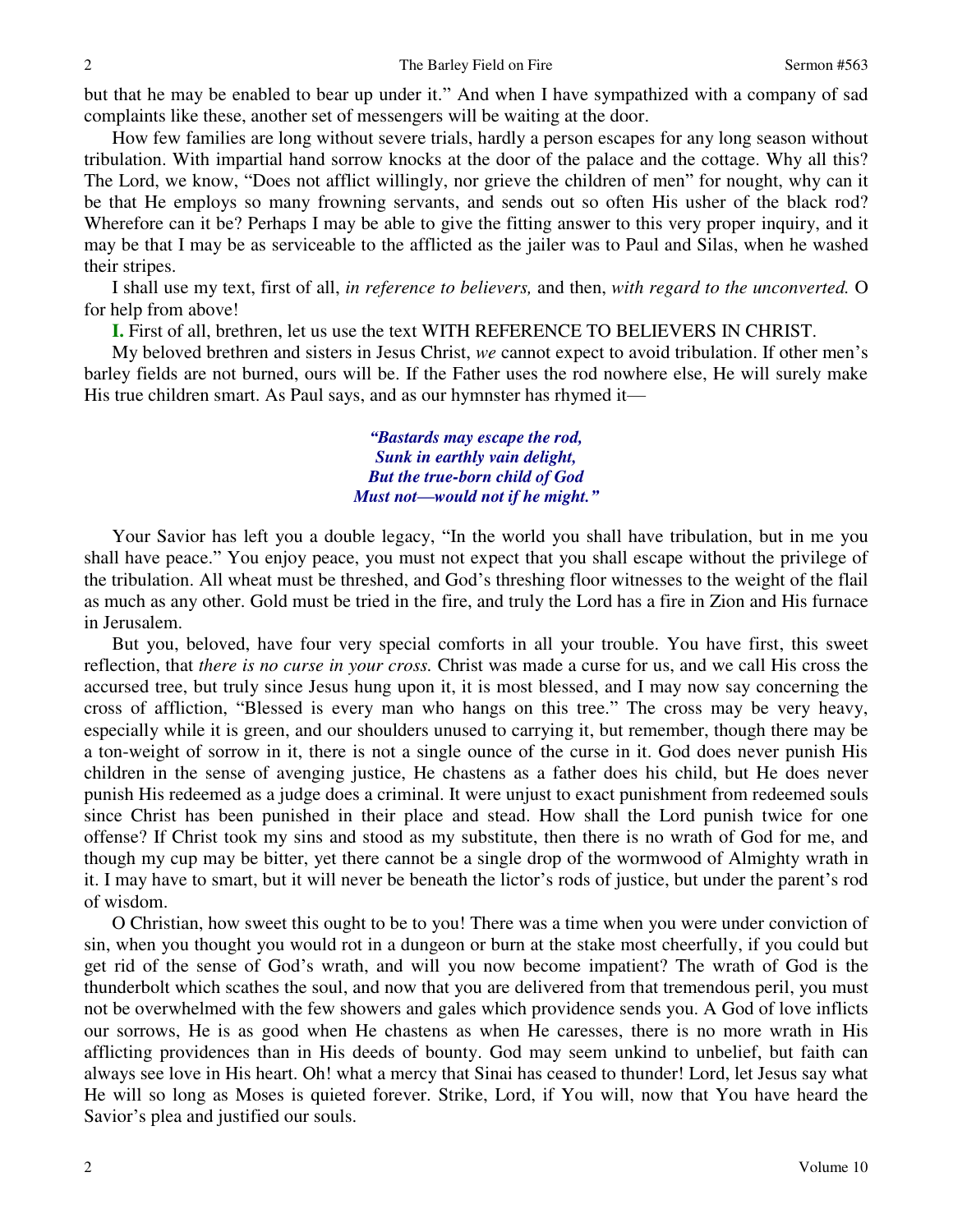but that he may be enabled to bear up under it." And when I have sympathized with a company of sad complaints like these, another set of messengers will be waiting at the door.

How few families are long without severe trials, hardly a person escapes for any long season without tribulation. With impartial hand sorrow knocks at the door of the palace and the cottage. Why all this? The Lord, we know, "Does not afflict willingly, nor grieve the children of men" for nought, why can it be that He employs so many frowning servants, and sends out so often His usher of the black rod? Wherefore can it be? Perhaps I may be able to give the fitting answer to this very proper inquiry, and it may be that I may be as serviceable to the afflicted as the jailer was to Paul and Silas, when he washed their stripes.

I shall use my text, first of all, *in reference to believers,* and then, *with regard to the unconverted.* O for help from above!

**I.** First of all, brethren, let us use the text WITH REFERENCE TO BELIEVERS IN CHRIST.

My beloved brethren and sisters in Jesus Christ, *we* cannot expect to avoid tribulation. If other men's barley fields are not burned, ours will be. If the Father uses the rod nowhere else, He will surely make His true children smart. As Paul says, and as our hymnster has rhymed it—

> ***"Bastards may escape the rod,***
> ***Sunk in earthly vain delight,***
> ***But the true-born child of God***
> ***Must not—would not if he might."***

Your Savior has left you a double legacy, "In the world you shall have tribulation, but in me you shall have peace." You enjoy peace, you must not expect that you shall escape without the privilege of the tribulation. All wheat must be threshed, and God's threshing floor witnesses to the weight of the flail as much as any other. Gold must be tried in the fire, and truly the Lord has a fire in Zion and His furnace in Jerusalem.

But you, beloved, have four very special comforts in all your trouble. You have first, this sweet reflection, that *there is no curse in your cross.* Christ was made a curse for us, and we call His cross the accursed tree, but truly since Jesus hung upon it, it is most blessed, and I may now say concerning the cross of affliction, "Blessed is every man who hangs on this tree." The cross may be very heavy, especially while it is green, and our shoulders unused to carrying it, but remember, though there may be a ton-weight of sorrow in it, there is not a single ounce of the curse in it. God does never punish His children in the sense of avenging justice, He chastens as a father does his child, but He does never punish His redeemed as a judge does a criminal. It were unjust to exact punishment from redeemed souls since Christ has been punished in their place and stead. How shall the Lord punish twice for one offense? If Christ took my sins and stood as my substitute, then there is no wrath of God for me, and though my cup may be bitter, yet there cannot be a single drop of the wormwood of Almighty wrath in it. I may have to smart, but it will never be beneath the lictor's rods of justice, but under the parent's rod of wisdom.

O Christian, how sweet this ought to be to you! There was a time when you were under conviction of sin, when you thought you would rot in a dungeon or burn at the stake most cheerfully, if you could but get rid of the sense of God's wrath, and will you now become impatient? The wrath of God is the thunderbolt which scathes the soul, and now that you are delivered from that tremendous peril, you must not be overwhelmed with the few showers and gales which providence sends you. A God of love inflicts our sorrows, He is as good when He chastens as when He caresses, there is no more wrath in His afflicting providences than in His deeds of bounty. God may seem unkind to unbelief, but faith can always see love in His heart. Oh! what a mercy that Sinai has ceased to thunder! Lord, let Jesus say what He will so long as Moses is quieted forever. Strike, Lord, if You will, now that You have heard the Savior's plea and justified our souls.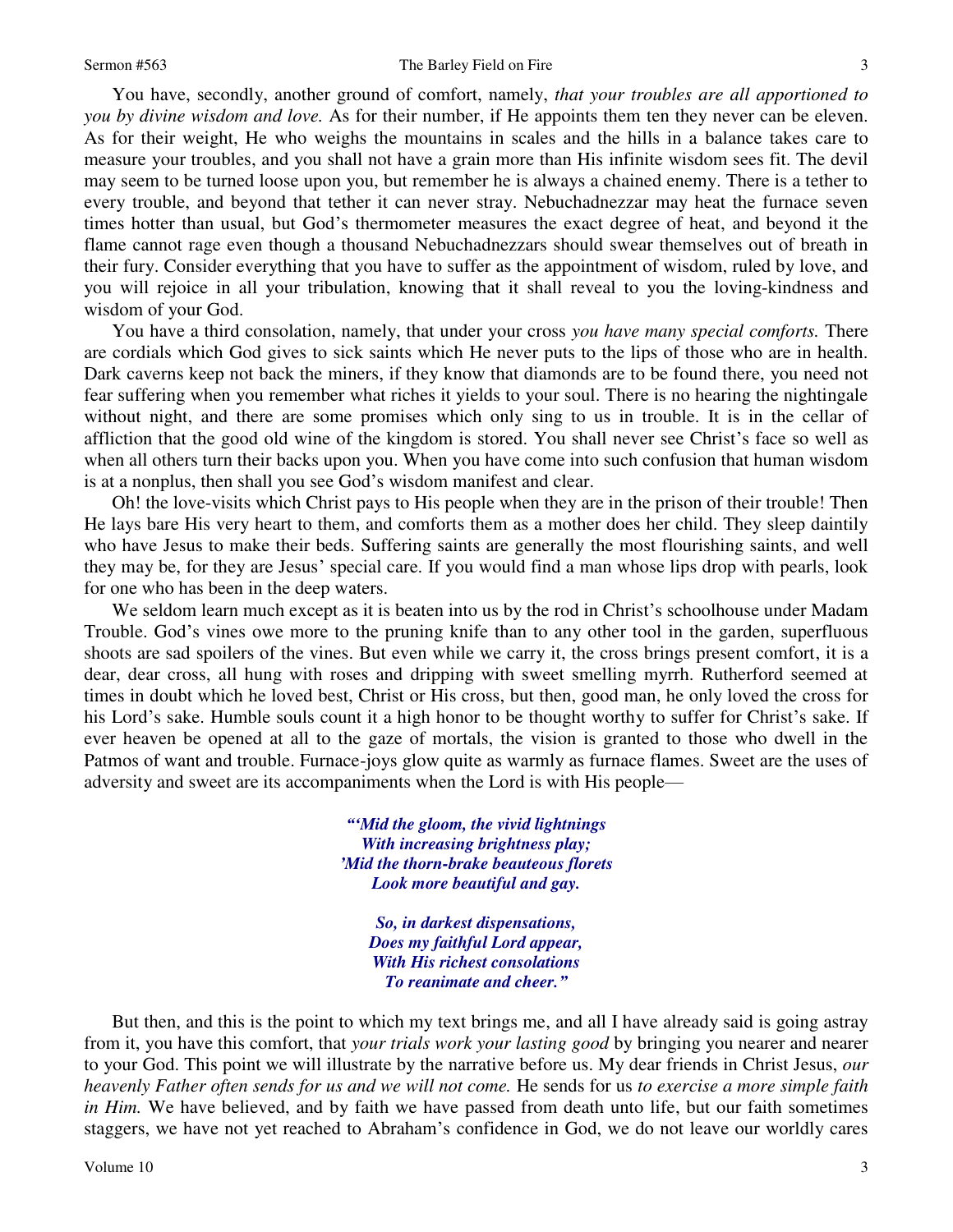You have, secondly, another ground of comfort, namely, *that your troubles are all apportioned to you by divine wisdom and love.* As for their number, if He appoints them ten they never can be eleven. As for their weight, He who weighs the mountains in scales and the hills in a balance takes care to measure your troubles, and you shall not have a grain more than His infinite wisdom sees fit. The devil may seem to be turned loose upon you, but remember he is always a chained enemy. There is a tether to every trouble, and beyond that tether it can never stray. Nebuchadnezzar may heat the furnace seven times hotter than usual, but God's thermometer measures the exact degree of heat, and beyond it the flame cannot rage even though a thousand Nebuchadnezzars should swear themselves out of breath in their fury. Consider everything that you have to suffer as the appointment of wisdom, ruled by love, and you will rejoice in all your tribulation, knowing that it shall reveal to you the loving-kindness and wisdom of your God.

You have a third consolation, namely, that under your cross *you have many special comforts.* There are cordials which God gives to sick saints which He never puts to the lips of those who are in health. Dark caverns keep not back the miners, if they know that diamonds are to be found there, you need not fear suffering when you remember what riches it yields to your soul. There is no hearing the nightingale without night, and there are some promises which only sing to us in trouble. It is in the cellar of affliction that the good old wine of the kingdom is stored. You shall never see Christ's face so well as when all others turn their backs upon you. When you have come into such confusion that human wisdom is at a nonplus, then shall you see God's wisdom manifest and clear.

Oh! the love-visits which Christ pays to His people when they are in the prison of their trouble! Then He lays bare His very heart to them, and comforts them as a mother does her child. They sleep daintily who have Jesus to make their beds. Suffering saints are generally the most flourishing saints, and well they may be, for they are Jesus' special care. If you would find a man whose lips drop with pearls, look for one who has been in the deep waters.

We seldom learn much except as it is beaten into us by the rod in Christ's schoolhouse under Madam Trouble. God's vines owe more to the pruning knife than to any other tool in the garden, superfluous shoots are sad spoilers of the vines. But even while we carry it, the cross brings present comfort, it is a dear, dear cross, all hung with roses and dripping with sweet smelling myrrh. Rutherford seemed at times in doubt which he loved best, Christ or His cross, but then, good man, he only loved the cross for his Lord's sake. Humble souls count it a high honor to be thought worthy to suffer for Christ's sake. If ever heaven be opened at all to the gaze of mortals, the vision is granted to those who dwell in the Patmos of want and trouble. Furnace-joys glow quite as warmly as furnace flames. Sweet are the uses of adversity and sweet are its accompaniments when the Lord is with His people—

> ***"'Mid the gloom, the vivid lightnings***
> ***With increasing brightness play;***
> ***'Mid the thorn-brake beauteous florets***
> ***Look more beautiful and gay.***
>
> ***So, in darkest dispensations,***
> ***Does my faithful Lord appear,***
> ***With His richest consolations***
> ***To reanimate and cheer."***

But then, and this is the point to which my text brings me, and all I have already said is going astray from it, you have this comfort, that *your trials work your lasting good* by bringing you nearer and nearer to your God. This point we will illustrate by the narrative before us. My dear friends in Christ Jesus, *our heavenly Father often sends for us and we will not come.* He sends for us *to exercise a more simple faith in Him.* We have believed, and by faith we have passed from death unto life, but our faith sometimes staggers, we have not yet reached to Abraham's confidence in God, we do not leave our worldly cares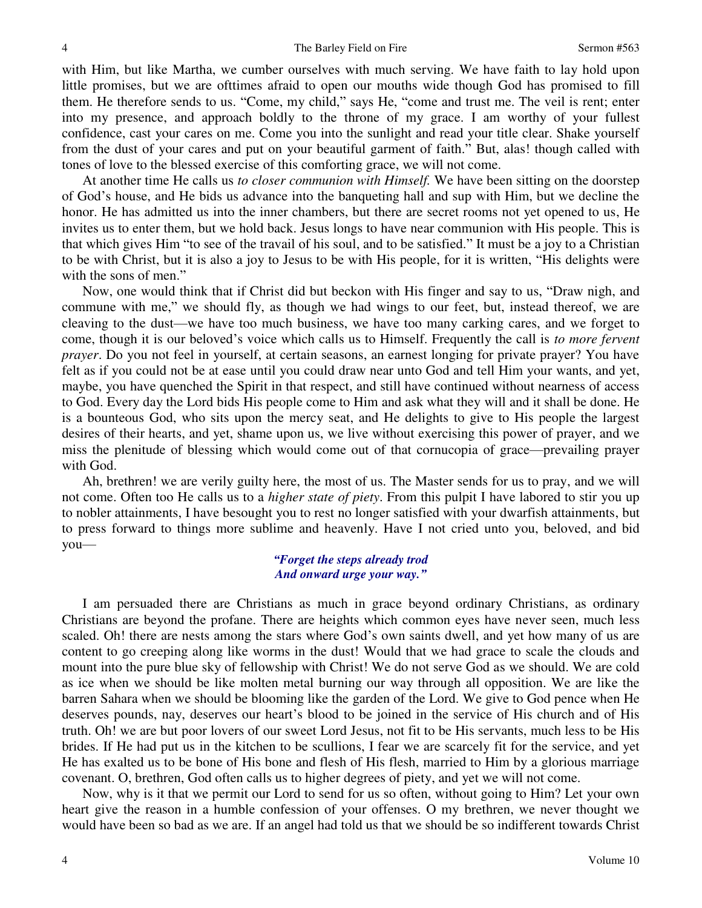with Him, but like Martha, we cumber ourselves with much serving. We have faith to lay hold upon little promises, but we are ofttimes afraid to open our mouths wide though God has promised to fill them. He therefore sends to us. "Come, my child," says He, "come and trust me. The veil is rent; enter into my presence, and approach boldly to the throne of my grace. I am worthy of your fullest confidence, cast your cares on me. Come you into the sunlight and read your title clear. Shake yourself from the dust of your cares and put on your beautiful garment of faith." But, alas! though called with tones of love to the blessed exercise of this comforting grace, we will not come.

At another time He calls us *to closer communion with Himself.* We have been sitting on the doorstep of God's house, and He bids us advance into the banqueting hall and sup with Him, but we decline the honor. He has admitted us into the inner chambers, but there are secret rooms not yet opened to us, He invites us to enter them, but we hold back. Jesus longs to have near communion with His people. This is that which gives Him "to see of the travail of his soul, and to be satisfied." It must be a joy to a Christian to be with Christ, but it is also a joy to Jesus to be with His people, for it is written, "His delights were with the sons of men."

Now, one would think that if Christ did but beckon with His finger and say to us, "Draw nigh, and commune with me," we should fly, as though we had wings to our feet, but, instead thereof, we are cleaving to the dust—we have too much business, we have too many carking cares, and we forget to come, though it is our beloved's voice which calls us to Himself. Frequently the call is *to more fervent prayer*. Do you not feel in yourself, at certain seasons, an earnest longing for private prayer? You have felt as if you could not be at ease until you could draw near unto God and tell Him your wants, and yet, maybe, you have quenched the Spirit in that respect, and still have continued without nearness of access to God. Every day the Lord bids His people come to Him and ask what they will and it shall be done. He is a bounteous God, who sits upon the mercy seat, and He delights to give to His people the largest desires of their hearts, and yet, shame upon us, we live without exercising this power of prayer, and we miss the plenitude of blessing which would come out of that cornucopia of grace—prevailing prayer with God.

Ah, brethren! we are verily guilty here, the most of us. The Master sends for us to pray, and we will not come. Often too He calls us to a *higher state of piety*. From this pulpit I have labored to stir you up to nobler attainments, I have besought you to rest no longer satisfied with your dwarfish attainments, but to press forward to things more sublime and heavenly. Have I not cried unto you, beloved, and bid you—

*"Forget the steps already trod*
*And onward urge your way."*

I am persuaded there are Christians as much in grace beyond ordinary Christians, as ordinary Christians are beyond the profane. There are heights which common eyes have never seen, much less scaled. Oh! there are nests among the stars where God's own saints dwell, and yet how many of us are content to go creeping along like worms in the dust! Would that we had grace to scale the clouds and mount into the pure blue sky of fellowship with Christ! We do not serve God as we should. We are cold as ice when we should be like molten metal burning our way through all opposition. We are like the barren Sahara when we should be blooming like the garden of the Lord. We give to God pence when He deserves pounds, nay, deserves our heart's blood to be joined in the service of His church and of His truth. Oh! we are but poor lovers of our sweet Lord Jesus, not fit to be His servants, much less to be His brides. If He had put us in the kitchen to be scullions, I fear we are scarcely fit for the service, and yet He has exalted us to be bone of His bone and flesh of His flesh, married to Him by a glorious marriage covenant. O, brethren, God often calls us to higher degrees of piety, and yet we will not come.

Now, why is it that we permit our Lord to send for us so often, without going to Him? Let your own heart give the reason in a humble confession of your offenses. O my brethren, we never thought we would have been so bad as we are. If an angel had told us that we should be so indifferent towards Christ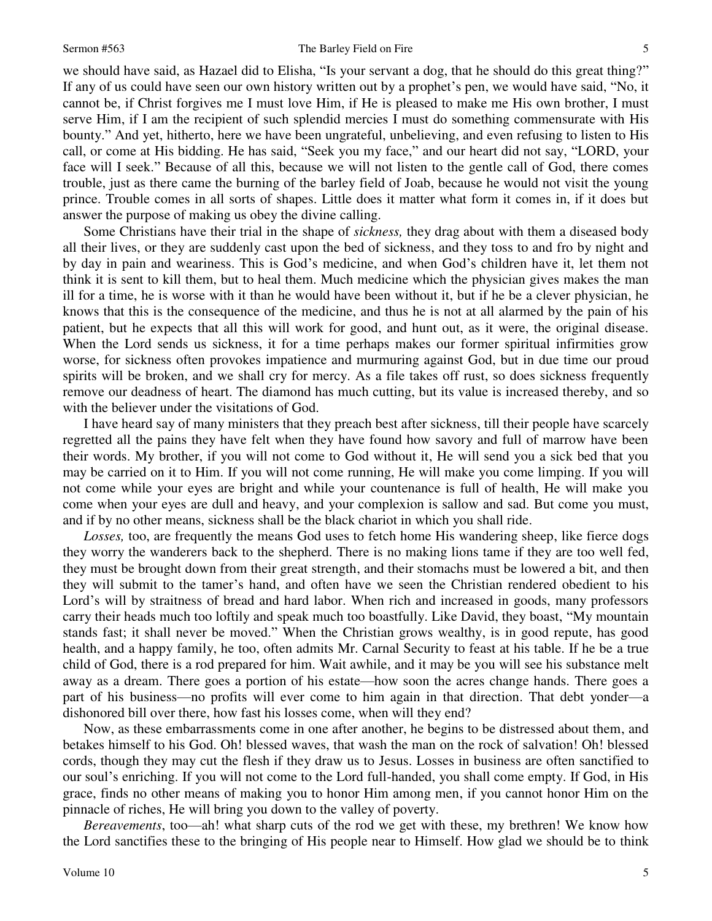we should have said, as Hazael did to Elisha, "Is your servant a dog, that he should do this great thing?" If any of us could have seen our own history written out by a prophet's pen, we would have said, "No, it cannot be, if Christ forgives me I must love Him, if He is pleased to make me His own brother, I must serve Him, if I am the recipient of such splendid mercies I must do something commensurate with His bounty." And yet, hitherto, here we have been ungrateful, unbelieving, and even refusing to listen to His call, or come at His bidding. He has said, "Seek you my face," and our heart did not say, "LORD, your face will I seek." Because of all this, because we will not listen to the gentle call of God, there comes trouble, just as there came the burning of the barley field of Joab, because he would not visit the young prince. Trouble comes in all sorts of shapes. Little does it matter what form it comes in, if it does but answer the purpose of making us obey the divine calling.

Some Christians have their trial in the shape of *sickness,* they drag about with them a diseased body all their lives, or they are suddenly cast upon the bed of sickness, and they toss to and fro by night and by day in pain and weariness. This is God's medicine, and when God's children have it, let them not think it is sent to kill them, but to heal them. Much medicine which the physician gives makes the man ill for a time, he is worse with it than he would have been without it, but if he be a clever physician, he knows that this is the consequence of the medicine, and thus he is not at all alarmed by the pain of his patient, but he expects that all this will work for good, and hunt out, as it were, the original disease. When the Lord sends us sickness, it for a time perhaps makes our former spiritual infirmities grow worse, for sickness often provokes impatience and murmuring against God, but in due time our proud spirits will be broken, and we shall cry for mercy. As a file takes off rust, so does sickness frequently remove our deadness of heart. The diamond has much cutting, but its value is increased thereby, and so with the believer under the visitations of God.

I have heard say of many ministers that they preach best after sickness, till their people have scarcely regretted all the pains they have felt when they have found how savory and full of marrow have been their words. My brother, if you will not come to God without it, He will send you a sick bed that you may be carried on it to Him. If you will not come running, He will make you come limping. If you will not come while your eyes are bright and while your countenance is full of health, He will make you come when your eyes are dull and heavy, and your complexion is sallow and sad. But come you must, and if by no other means, sickness shall be the black chariot in which you shall ride.

*Losses,* too, are frequently the means God uses to fetch home His wandering sheep, like fierce dogs they worry the wanderers back to the shepherd. There is no making lions tame if they are too well fed, they must be brought down from their great strength, and their stomachs must be lowered a bit, and then they will submit to the tamer's hand, and often have we seen the Christian rendered obedient to his Lord's will by straitness of bread and hard labor. When rich and increased in goods, many professors carry their heads much too loftily and speak much too boastfully. Like David, they boast, "My mountain stands fast; it shall never be moved." When the Christian grows wealthy, is in good repute, has good health, and a happy family, he too, often admits Mr. Carnal Security to feast at his table. If he be a true child of God, there is a rod prepared for him. Wait awhile, and it may be you will see his substance melt away as a dream. There goes a portion of his estate—how soon the acres change hands. There goes a part of his business—no profits will ever come to him again in that direction. That debt yonder—a dishonored bill over there, how fast his losses come, when will they end?

Now, as these embarrassments come in one after another, he begins to be distressed about them, and betakes himself to his God. Oh! blessed waves, that wash the man on the rock of salvation! Oh! blessed cords, though they may cut the flesh if they draw us to Jesus. Losses in business are often sanctified to our soul's enriching. If you will not come to the Lord full-handed, you shall come empty. If God, in His grace, finds no other means of making you to honor Him among men, if you cannot honor Him on the pinnacle of riches, He will bring you down to the valley of poverty.

*Bereavements*, too—ah! what sharp cuts of the rod we get with these, my brethren! We know how the Lord sanctifies these to the bringing of His people near to Himself. How glad we should be to think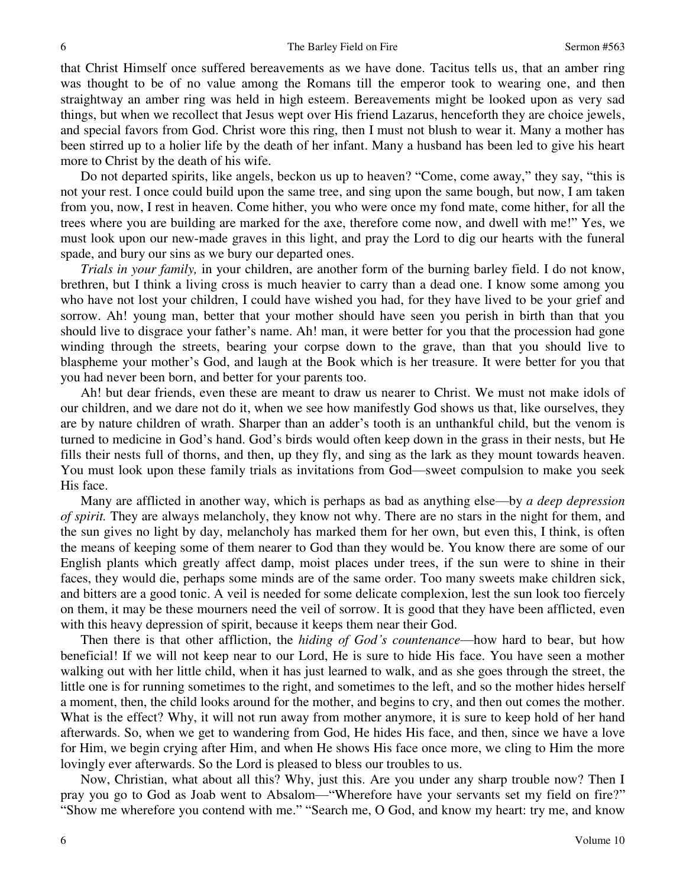that Christ Himself once suffered bereavements as we have done. Tacitus tells us, that an amber ring was thought to be of no value among the Romans till the emperor took to wearing one, and then straightway an amber ring was held in high esteem. Bereavements might be looked upon as very sad things, but when we recollect that Jesus wept over His friend Lazarus, henceforth they are choice jewels, and special favors from God. Christ wore this ring, then I must not blush to wear it. Many a mother has been stirred up to a holier life by the death of her infant. Many a husband has been led to give his heart more to Christ by the death of his wife.

Do not departed spirits, like angels, beckon us up to heaven? "Come, come away," they say, "this is not your rest. I once could build upon the same tree, and sing upon the same bough, but now, I am taken from you, now, I rest in heaven. Come hither, you who were once my fond mate, come hither, for all the trees where you are building are marked for the axe, therefore come now, and dwell with me!" Yes, we must look upon our new-made graves in this light, and pray the Lord to dig our hearts with the funeral spade, and bury our sins as we bury our departed ones.

*Trials in your family,* in your children, are another form of the burning barley field. I do not know, brethren, but I think a living cross is much heavier to carry than a dead one. I know some among you who have not lost your children, I could have wished you had, for they have lived to be your grief and sorrow. Ah! young man, better that your mother should have seen you perish in birth than that you should live to disgrace your father's name. Ah! man, it were better for you that the procession had gone winding through the streets, bearing your corpse down to the grave, than that you should live to blaspheme your mother's God, and laugh at the Book which is her treasure. It were better for you that you had never been born, and better for your parents too.

Ah! but dear friends, even these are meant to draw us nearer to Christ. We must not make idols of our children, and we dare not do it, when we see how manifestly God shows us that, like ourselves, they are by nature children of wrath. Sharper than an adder's tooth is an unthankful child, but the venom is turned to medicine in God's hand. God's birds would often keep down in the grass in their nests, but He fills their nests full of thorns, and then, up they fly, and sing as the lark as they mount towards heaven. You must look upon these family trials as invitations from God—sweet compulsion to make you seek His face.

Many are afflicted in another way, which is perhaps as bad as anything else—by *a deep depression of spirit.* They are always melancholy, they know not why. There are no stars in the night for them, and the sun gives no light by day, melancholy has marked them for her own, but even this, I think, is often the means of keeping some of them nearer to God than they would be. You know there are some of our English plants which greatly affect damp, moist places under trees, if the sun were to shine in their faces, they would die, perhaps some minds are of the same order. Too many sweets make children sick, and bitters are a good tonic. A veil is needed for some delicate complexion, lest the sun look too fiercely on them, it may be these mourners need the veil of sorrow. It is good that they have been afflicted, even with this heavy depression of spirit, because it keeps them near their God.

Then there is that other affliction, the *hiding of God's countenance*—how hard to bear, but how beneficial! If we will not keep near to our Lord, He is sure to hide His face. You have seen a mother walking out with her little child, when it has just learned to walk, and as she goes through the street, the little one is for running sometimes to the right, and sometimes to the left, and so the mother hides herself a moment, then, the child looks around for the mother, and begins to cry, and then out comes the mother. What is the effect? Why, it will not run away from mother anymore, it is sure to keep hold of her hand afterwards. So, when we get to wandering from God, He hides His face, and then, since we have a love for Him, we begin crying after Him, and when He shows His face once more, we cling to Him the more lovingly ever afterwards. So the Lord is pleased to bless our troubles to us.

Now, Christian, what about all this? Why, just this. Are you under any sharp trouble now? Then I pray you go to God as Joab went to Absalom—"Wherefore have your servants set my field on fire?" "Show me wherefore you contend with me." "Search me, O God, and know my heart: try me, and know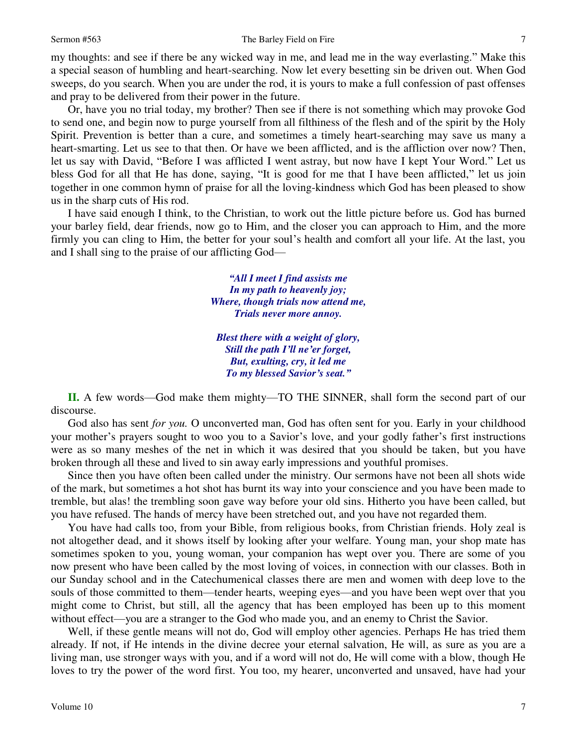my thoughts: and see if there be any wicked way in me, and lead me in the way everlasting." Make this a special season of humbling and heart-searching. Now let every besetting sin be driven out. When God sweeps, do you search. When you are under the rod, it is yours to make a full confession of past offenses and pray to be delivered from their power in the future.

Or, have you no trial today, my brother? Then see if there is not something which may provoke God to send one, and begin now to purge yourself from all filthiness of the flesh and of the spirit by the Holy Spirit. Prevention is better than a cure, and sometimes a timely heart-searching may save us many a heart-smarting. Let us see to that then. Or have we been afflicted, and is the affliction over now? Then, let us say with David, "Before I was afflicted I went astray, but now have I kept Your Word." Let us bless God for all that He has done, saying, "It is good for me that I have been afflicted," let us join together in one common hymn of praise for all the loving-kindness which God has been pleased to show us in the sharp cuts of His rod.

I have said enough I think, to the Christian, to work out the little picture before us. God has burned your barley field, dear friends, now go to Him, and the closer you can approach to Him, and the more firmly you can cling to Him, the better for your soul's health and comfort all your life. At the last, you and I shall sing to the praise of our afflicting God—

*"All I meet I find assists me*
*In my path to heavenly joy;*
*Where, though trials now attend me,*
*Trials never more annoy.*

*Blest there with a weight of glory,*
*Still the path I'll ne'er forget,*
*But, exulting, cry, it led me*
*To my blessed Savior's seat."*

**II.** A few words—God make them mighty—TO THE SINNER, shall form the second part of our discourse.

God also has sent *for you.* O unconverted man, God has often sent for you. Early in your childhood your mother's prayers sought to woo you to a Savior's love, and your godly father's first instructions were as so many meshes of the net in which it was desired that you should be taken, but you have broken through all these and lived to sin away early impressions and youthful promises.

Since then you have often been called under the ministry. Our sermons have not been all shots wide of the mark, but sometimes a hot shot has burnt its way into your conscience and you have been made to tremble, but alas! the trembling soon gave way before your old sins. Hitherto you have been called, but you have refused. The hands of mercy have been stretched out, and you have not regarded them.

You have had calls too, from your Bible, from religious books, from Christian friends. Holy zeal is not altogether dead, and it shows itself by looking after your welfare. Young man, your shop mate has sometimes spoken to you, young woman, your companion has wept over you. There are some of you now present who have been called by the most loving of voices, in connection with our classes. Both in our Sunday school and in the Catechumenical classes there are men and women with deep love to the souls of those committed to them—tender hearts, weeping eyes—and you have been wept over that you might come to Christ, but still, all the agency that has been employed has been up to this moment without effect—you are a stranger to the God who made you, and an enemy to Christ the Savior.

Well, if these gentle means will not do, God will employ other agencies. Perhaps He has tried them already. If not, if He intends in the divine decree your eternal salvation, He will, as sure as you are a living man, use stronger ways with you, and if a word will not do, He will come with a blow, though He loves to try the power of the word first. You too, my hearer, unconverted and unsaved, have had your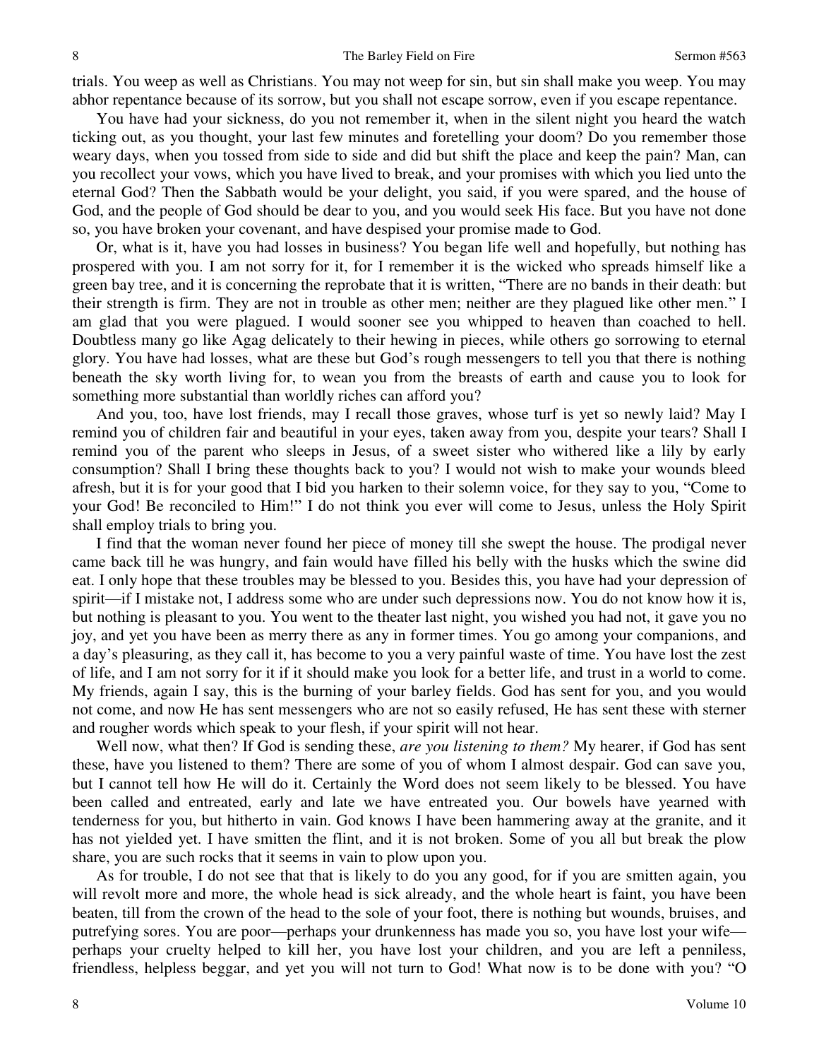trials. You weep as well as Christians. You may not weep for sin, but sin shall make you weep. You may abhor repentance because of its sorrow, but you shall not escape sorrow, even if you escape repentance.

You have had your sickness, do you not remember it, when in the silent night you heard the watch ticking out, as you thought, your last few minutes and foretelling your doom? Do you remember those weary days, when you tossed from side to side and did but shift the place and keep the pain? Man, can you recollect your vows, which you have lived to break, and your promises with which you lied unto the eternal God? Then the Sabbath would be your delight, you said, if you were spared, and the house of God, and the people of God should be dear to you, and you would seek His face. But you have not done so, you have broken your covenant, and have despised your promise made to God.

Or, what is it, have you had losses in business? You began life well and hopefully, but nothing has prospered with you. I am not sorry for it, for I remember it is the wicked who spreads himself like a green bay tree, and it is concerning the reprobate that it is written, "There are no bands in their death: but their strength is firm. They are not in trouble as other men; neither are they plagued like other men." I am glad that you were plagued. I would sooner see you whipped to heaven than coached to hell. Doubtless many go like Agag delicately to their hewing in pieces, while others go sorrowing to eternal glory. You have had losses, what are these but God's rough messengers to tell you that there is nothing beneath the sky worth living for, to wean you from the breasts of earth and cause you to look for something more substantial than worldly riches can afford you?

And you, too, have lost friends, may I recall those graves, whose turf is yet so newly laid? May I remind you of children fair and beautiful in your eyes, taken away from you, despite your tears? Shall I remind you of the parent who sleeps in Jesus, of a sweet sister who withered like a lily by early consumption? Shall I bring these thoughts back to you? I would not wish to make your wounds bleed afresh, but it is for your good that I bid you harken to their solemn voice, for they say to you, "Come to your God! Be reconciled to Him!" I do not think you ever will come to Jesus, unless the Holy Spirit shall employ trials to bring you.

I find that the woman never found her piece of money till she swept the house. The prodigal never came back till he was hungry, and fain would have filled his belly with the husks which the swine did eat. I only hope that these troubles may be blessed to you. Besides this, you have had your depression of spirit—if I mistake not, I address some who are under such depressions now. You do not know how it is, but nothing is pleasant to you. You went to the theater last night, you wished you had not, it gave you no joy, and yet you have been as merry there as any in former times. You go among your companions, and a day's pleasuring, as they call it, has become to you a very painful waste of time. You have lost the zest of life, and I am not sorry for it if it should make you look for a better life, and trust in a world to come. My friends, again I say, this is the burning of your barley fields. God has sent for you, and you would not come, and now He has sent messengers who are not so easily refused, He has sent these with sterner and rougher words which speak to your flesh, if your spirit will not hear.

Well now, what then? If God is sending these, *are you listening to them?* My hearer, if God has sent these, have you listened to them? There are some of you of whom I almost despair. God can save you, but I cannot tell how He will do it. Certainly the Word does not seem likely to be blessed. You have been called and entreated, early and late we have entreated you. Our bowels have yearned with tenderness for you, but hitherto in vain. God knows I have been hammering away at the granite, and it has not yielded yet. I have smitten the flint, and it is not broken. Some of you all but break the plow share, you are such rocks that it seems in vain to plow upon you.

As for trouble, I do not see that that is likely to do you any good, for if you are smitten again, you will revolt more and more, the whole head is sick already, and the whole heart is faint, you have been beaten, till from the crown of the head to the sole of your foot, there is nothing but wounds, bruises, and putrefying sores. You are poor—perhaps your drunkenness has made you so, you have lost your wife—perhaps your cruelty helped to kill her, you have lost your children, and you are left a penniless, friendless, helpless beggar, and yet you will not turn to God! What now is to be done with you? "O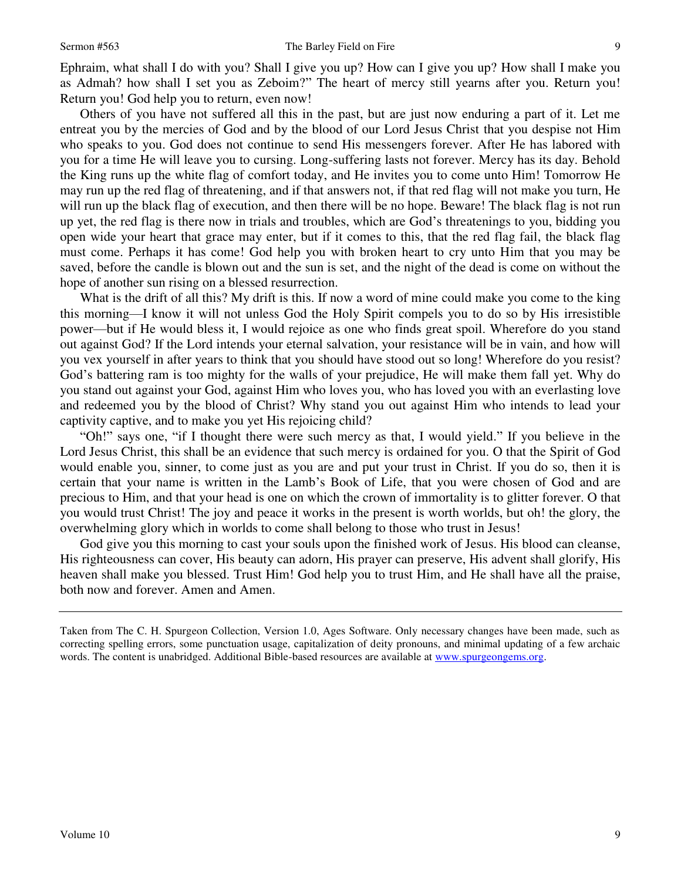Ephraim, what shall I do with you? Shall I give you up? How can I give you up? How shall I make you as Admah? how shall I set you as Zeboim?" The heart of mercy still yearns after you. Return you! Return you! God help you to return, even now!

Others of you have not suffered all this in the past, but are just now enduring a part of it. Let me entreat you by the mercies of God and by the blood of our Lord Jesus Christ that you despise not Him who speaks to you. God does not continue to send His messengers forever. After He has labored with you for a time He will leave you to cursing. Long-suffering lasts not forever. Mercy has its day. Behold the King runs up the white flag of comfort today, and He invites you to come unto Him! Tomorrow He may run up the red flag of threatening, and if that answers not, if that red flag will not make you turn, He will run up the black flag of execution, and then there will be no hope. Beware! The black flag is not run up yet, the red flag is there now in trials and troubles, which are God's threatenings to you, bidding you open wide your heart that grace may enter, but if it comes to this, that the red flag fail, the black flag must come. Perhaps it has come! God help you with broken heart to cry unto Him that you may be saved, before the candle is blown out and the sun is set, and the night of the dead is come on without the hope of another sun rising on a blessed resurrection.

What is the drift of all this? My drift is this. If now a word of mine could make you come to the king this morning—I know it will not unless God the Holy Spirit compels you to do so by His irresistible power—but if He would bless it, I would rejoice as one who finds great spoil. Wherefore do you stand out against God? If the Lord intends your eternal salvation, your resistance will be in vain, and how will you vex yourself in after years to think that you should have stood out so long! Wherefore do you resist? God's battering ram is too mighty for the walls of your prejudice, He will make them fall yet. Why do you stand out against your God, against Him who loves you, who has loved you with an everlasting love and redeemed you by the blood of Christ? Why stand you out against Him who intends to lead your captivity captive, and to make you yet His rejoicing child?

"Oh!" says one, "if I thought there were such mercy as that, I would yield." If you believe in the Lord Jesus Christ, this shall be an evidence that such mercy is ordained for you. O that the Spirit of God would enable you, sinner, to come just as you are and put your trust in Christ. If you do so, then it is certain that your name is written in the Lamb's Book of Life, that you were chosen of God and are precious to Him, and that your head is one on which the crown of immortality is to glitter forever. O that you would trust Christ! The joy and peace it works in the present is worth worlds, but oh! the glory, the overwhelming glory which in worlds to come shall belong to those who trust in Jesus!

God give you this morning to cast your souls upon the finished work of Jesus. His blood can cleanse, His righteousness can cover, His beauty can adorn, His prayer can preserve, His advent shall glorify, His heaven shall make you blessed. Trust Him! God help you to trust Him, and He shall have all the praise, both now and forever. Amen and Amen.

---

Taken from The C. H. Spurgeon Collection, Version 1.0, Ages Software. Only necessary changes have been made, such as correcting spelling errors, some punctuation usage, capitalization of deity pronouns, and minimal updating of a few archaic words. The content is unabridged. Additional Bible-based resources are available at www.spurgeongems.org.